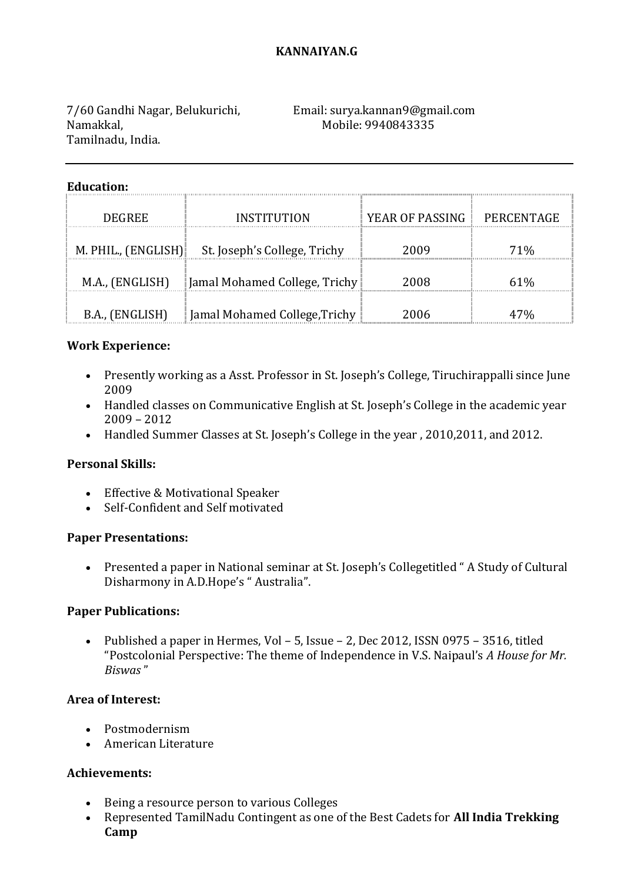# KANNAIYAN.G

7/60 Gandhi Nagar, Belukurichi,
Namakkal,
Tamilnadu, India.

Email: surya.kannan9@gmail.com
Mobile: 9940843335

---

**Education:**

| DEGREE | INSTITUTION | YEAR OF PASSING | PERCENTAGE |
|---|---|---|---|
| M. PHIL., (ENGLISH) | St. Joseph's College, Trichy | 2009 | 71% |
| M.A., (ENGLISH) | Jamal Mohamed College, Trichy | 2008 | 61% |
| B.A., (ENGLISH) | Jamal Mohamed College,Trichy | 2006 | 47% |

**Work Experience:**

- Presently working as a Asst. Professor in St. Joseph's College, Tiruchirappalli since June 2009
- Handled classes on Communicative English at St. Joseph's College in the academic year 2009 – 2012
- Handled Summer Classes at St. Joseph's College in the year , 2010,2011, and 2012.

**Personal Skills:**

- Effective & Motivational Speaker
- Self-Confident and Self motivated

**Paper Presentations:**

- Presented a paper in National seminar at St. Joseph's Collegetitled " A Study of Cultural Disharmony in A.D.Hope's " Australia".

**Paper Publications:**

- Published a paper in Hermes, Vol – 5, Issue – 2, Dec 2012, ISSN 0975 – 3516, titled "Postcolonial Perspective: The theme of Independence in V.S. Naipaul's *A House for Mr. Biswas* "

**Area of Interest:**

- Postmodernism
- American Literature

**Achievements:**

- Being a resource person to various Colleges
- Represented TamilNadu Contingent as one of the Best Cadets for **All India Trekking Camp**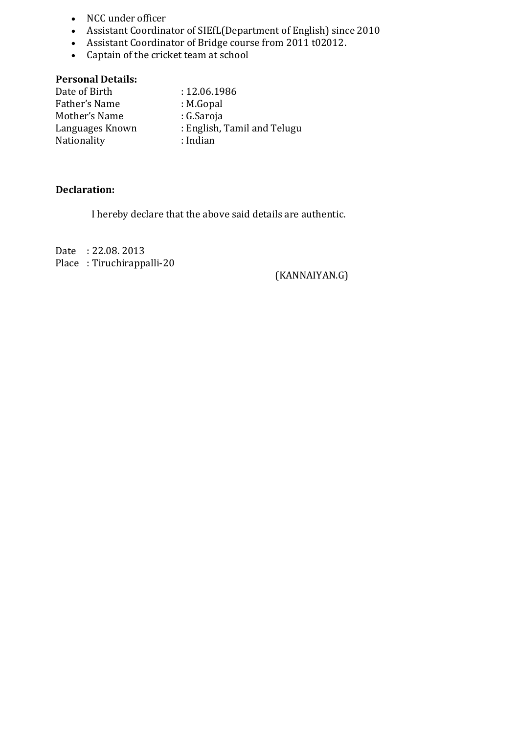- NCC under officer
- Assistant Coordinator of SIEfL(Department of English) since 2010
- Assistant Coordinator of Bridge course from 2011 t02012.
- Captain of the cricket team at school

**Personal Details:**

| | |
|---|---|
| Date of Birth | : 12.06.1986 |
| Father's Name | : M.Gopal |
| Mother's Name | : G.Saroja |
| Languages Known | : English, Tamil and Telugu |
| Nationality | : Indian |

**Declaration:**

I hereby declare that the above said details are authentic.

Date : 22.08. 2013

Place : Tiruchirappalli-20

(KANNAIYAN.G)